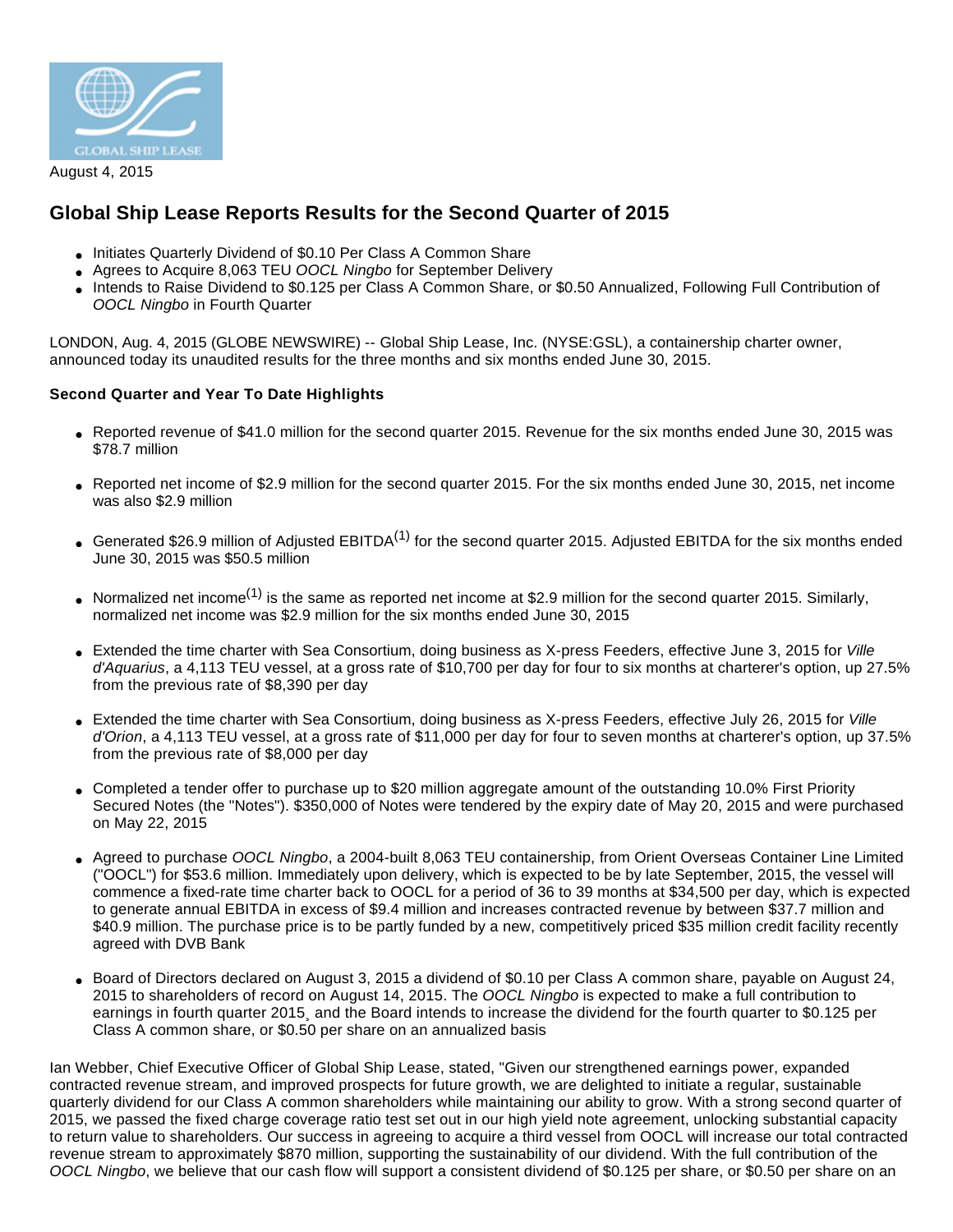August 4, 2015

# Global Ship Lease Reports Results for the Second Quarter of 2015

- Initiates Quarterly Dividend of $0.10 Per Class A Common Share
- Agrees to Acquire 8,063 TEU *OOCL Ningbo* for September Delivery
- Intends to Raise Dividend to $0.125 per Class A Common Share, or $0.50 Annualized, Following Full Contribution of *OOCL Ningbo* in Fourth Quarter

LONDON, Aug. 4, 2015 (GLOBE NEWSWIRE) -- Global Ship Lease, Inc. (NYSE:GSL), a containership charter owner, announced today its unaudited results for the three months and six months ended June 30, 2015.

**Second Quarter and Year To Date Highlights**

- Reported revenue of $41.0 million for the second quarter 2015. Revenue for the six months ended June 30, 2015 was $78.7 million
- Reported net income of $2.9 million for the second quarter 2015. For the six months ended June 30, 2015, net income was also $2.9 million
- Generated $26.9 million of Adjusted EBITDA(1) for the second quarter 2015. Adjusted EBITDA for the six months ended June 30, 2015 was $50.5 million
- Normalized net income(1) is the same as reported net income at $2.9 million for the second quarter 2015. Similarly, normalized net income was $2.9 million for the six months ended June 30, 2015
- Extended the time charter with Sea Consortium, doing business as X-press Feeders, effective June 3, 2015 for *Ville d'Aquarius*, a 4,113 TEU vessel, at a gross rate of $10,700 per day for four to six months at charterer's option, up 27.5% from the previous rate of $8,390 per day
- Extended the time charter with Sea Consortium, doing business as X-press Feeders, effective July 26, 2015 for *Ville d'Orion*, a 4,113 TEU vessel, at a gross rate of $11,000 per day for four to seven months at charterer's option, up 37.5% from the previous rate of $8,000 per day
- Completed a tender offer to purchase up to $20 million aggregate amount of the outstanding 10.0% First Priority Secured Notes (the "Notes"). $350,000 of Notes were tendered by the expiry date of May 20, 2015 and were purchased on May 22, 2015
- Agreed to purchase *OOCL Ningbo*, a 2004-built 8,063 TEU containership, from Orient Overseas Container Line Limited ("OOCL") for $53.6 million. Immediately upon delivery, which is expected to be by late September, 2015, the vessel will commence a fixed-rate time charter back to OOCL for a period of 36 to 39 months at $34,500 per day, which is expected to generate annual EBITDA in excess of $9.4 million and increases contracted revenue by between $37.7 million and $40.9 million. The purchase price is to be partly funded by a new, competitively priced $35 million credit facility recently agreed with DVB Bank
- Board of Directors declared on August 3, 2015 a dividend of $0.10 per Class A common share, payable on August 24, 2015 to shareholders of record on August 14, 2015. The *OOCL Ningbo* is expected to make a full contribution to earnings in fourth quarter 2015¸ and the Board intends to increase the dividend for the fourth quarter to $0.125 per Class A common share, or $0.50 per share on an annualized basis

Ian Webber, Chief Executive Officer of Global Ship Lease, stated, "Given our strengthened earnings power, expanded contracted revenue stream, and improved prospects for future growth, we are delighted to initiate a regular, sustainable quarterly dividend for our Class A common shareholders while maintaining our ability to grow. With a strong second quarter of 2015, we passed the fixed charge coverage ratio test set out in our high yield note agreement, unlocking substantial capacity to return value to shareholders. Our success in agreeing to acquire a third vessel from OOCL will increase our total contracted revenue stream to approximately $870 million, supporting the sustainability of our dividend. With the full contribution of the *OOCL Ningbo*, we believe that our cash flow will support a consistent dividend of $0.125 per share, or $0.50 per share on an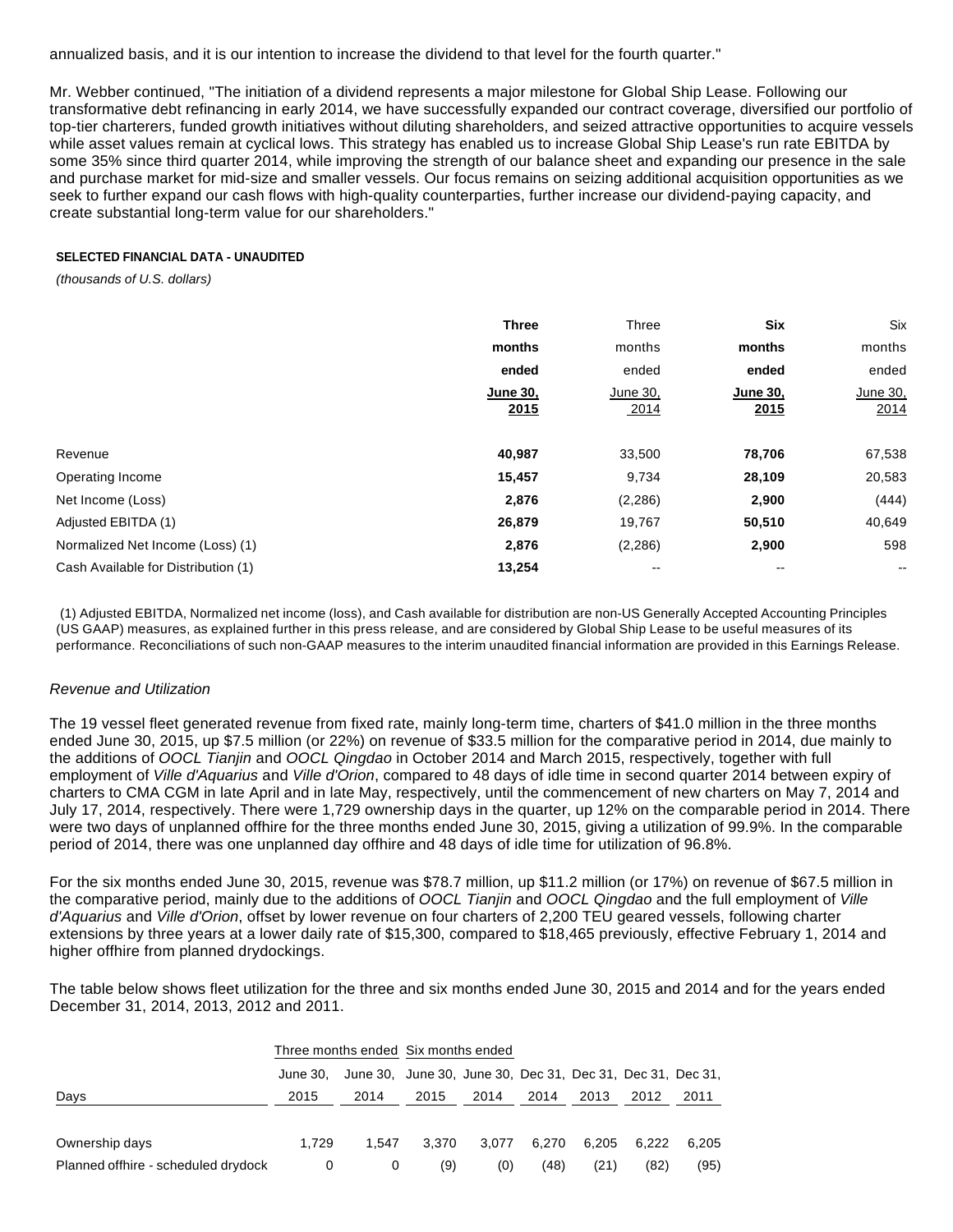annualized basis, and it is our intention to increase the dividend to that level for the fourth quarter."

Mr. Webber continued, "The initiation of a dividend represents a major milestone for Global Ship Lease. Following our transformative debt refinancing in early 2014, we have successfully expanded our contract coverage, diversified our portfolio of top-tier charterers, funded growth initiatives without diluting shareholders, and seized attractive opportunities to acquire vessels while asset values remain at cyclical lows. This strategy has enabled us to increase Global Ship Lease's run rate EBITDA by some 35% since third quarter 2014, while improving the strength of our balance sheet and expanding our presence in the sale and purchase market for mid-size and smaller vessels. Our focus remains on seizing additional acquisition opportunities as we seek to further expand our cash flows with high-quality counterparties, further increase our dividend-paying capacity, and create substantial long-term value for our shareholders."

**SELECTED FINANCIAL DATA - UNAUDITED**

*(thousands of U.S. dollars)*

| | **Three months ended June 30, 2015** | Three months ended June 30, 2014 | **Six months ended June 30, 2015** | Six months ended June 30, 2014 |
|---|---|---|---|---|
| Revenue | **40,987** | 33,500 | **78,706** | 67,538 |
| Operating Income | **15,457** | 9,734 | **28,109** | 20,583 |
| Net Income (Loss) | **2,876** | (2,286) | **2,900** | (444) |
| Adjusted EBITDA (1) | **26,879** | 19,767 | **50,510** | 40,649 |
| Normalized Net Income (Loss) (1) | **2,876** | (2,286) | **2,900** | 598 |
| Cash Available for Distribution (1) | **13,254** | -- | -- | -- |

(1) Adjusted EBITDA, Normalized net income (loss), and Cash available for distribution are non-US Generally Accepted Accounting Principles (US GAAP) measures, as explained further in this press release, and are considered by Global Ship Lease to be useful measures of its performance. Reconciliations of such non-GAAP measures to the interim unaudited financial information are provided in this Earnings Release.

*Revenue and Utilization*

The 19 vessel fleet generated revenue from fixed rate, mainly long-term time, charters of $41.0 million in the three months ended June 30, 2015, up $7.5 million (or 22%) on revenue of $33.5 million for the comparative period in 2014, due mainly to the additions of *OOCL Tianjin* and *OOCL Qingdao* in October 2014 and March 2015, respectively, together with full employment of *Ville d'Aquarius* and *Ville d'Orion*, compared to 48 days of idle time in second quarter 2014 between expiry of charters to CMA CGM in late April and in late May, respectively, until the commencement of new charters on May 7, 2014 and July 17, 2014, respectively. There were 1,729 ownership days in the quarter, up 12% on the comparable period in 2014. There were two days of unplanned offhire for the three months ended June 30, 2015, giving a utilization of 99.9%. In the comparable period of 2014, there was one unplanned day offhire and 48 days of idle time for utilization of 96.8%.

For the six months ended June 30, 2015, revenue was $78.7 million, up $11.2 million (or 17%) on revenue of $67.5 million in the comparative period, mainly due to the additions of *OOCL Tianjin* and *OOCL Qingdao* and the full employment of *Ville d'Aquarius* and *Ville d'Orion*, offset by lower revenue on four charters of 2,200 TEU geared vessels, following charter extensions by three years at a lower daily rate of $15,300, compared to $18,465 previously, effective February 1, 2014 and higher offhire from planned drydockings.

The table below shows fleet utilization for the three and six months ended June 30, 2015 and 2014 and for the years ended December 31, 2014, 2013, 2012 and 2011.

| | Three months ended | | Six months ended | | | | | |
|---|---|---|---|---|---|---|---|---|
| Days | June 30, 2015 | June 30, 2014 | June 30, 2015 | June 30, 2014 | Dec 31, 2014 | Dec 31, 2013 | Dec 31, 2012 | Dec 31, 2011 |
| Ownership days | 1,729 | 1,547 | 3,370 | 3,077 | 6,270 | 6,205 | 6,222 | 6,205 |
| Planned offhire - scheduled drydock | 0 | 0 | (9) | (0) | (48) | (21) | (82) | (95) |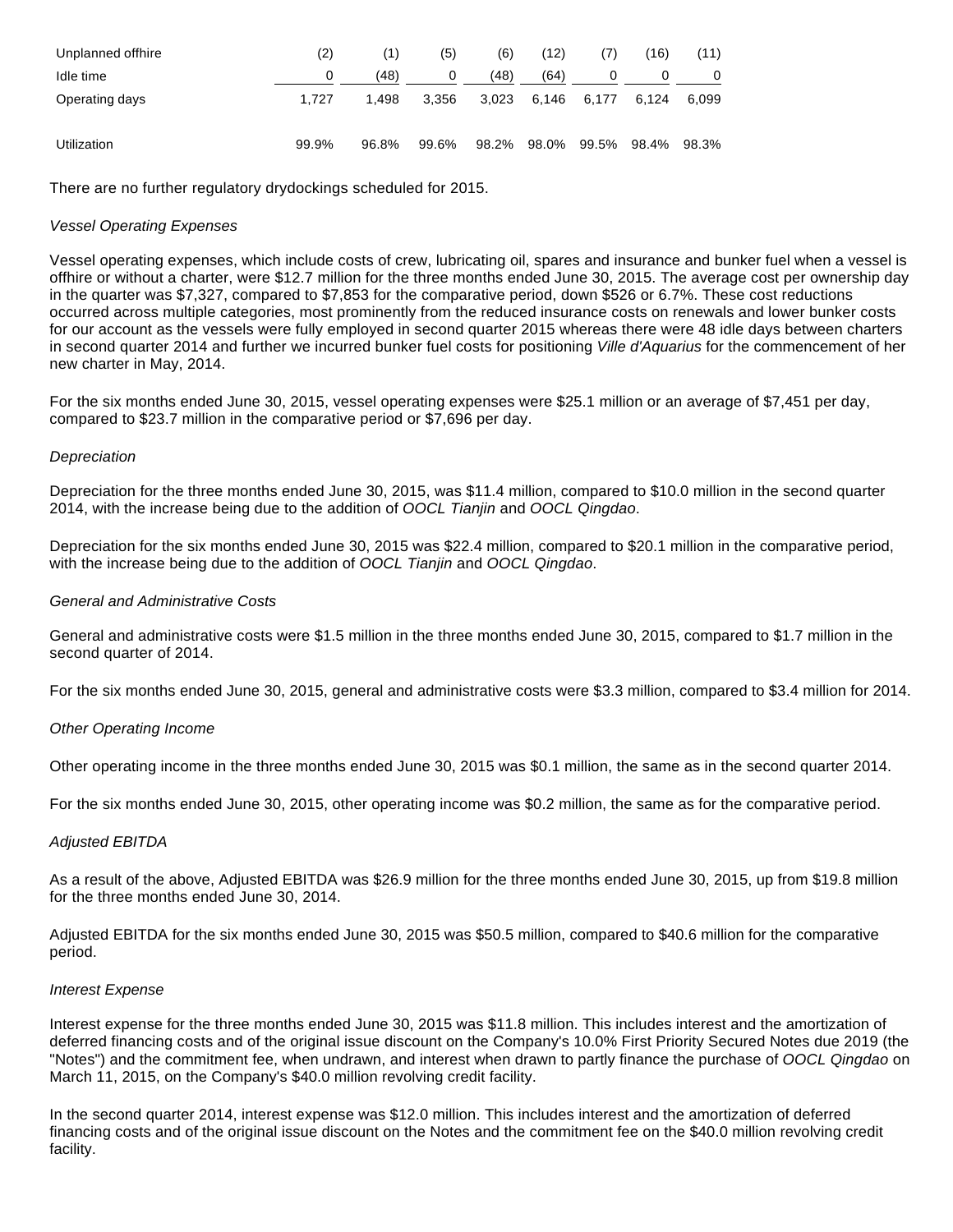| | | | | | | | | |
|---|---|---|---|---|---|---|---|---|
| Unplanned offhire | (2) | (1) | (5) | (6) | (12) | (7) | (16) | (11) |
| Idle time | 0 | (48) | 0 | (48) | (64) | 0 | 0 | 0 |
| Operating days | 1,727 | 1,498 | 3,356 | 3,023 | 6,146 | 6,177 | 6,124 | 6,099 |
| Utilization | 99.9% | 96.8% | 99.6% | 98.2% | 98.0% | 99.5% | 98.4% | 98.3% |

There are no further regulatory drydockings scheduled for 2015.

*Vessel Operating Expenses*

Vessel operating expenses, which include costs of crew, lubricating oil, spares and insurance and bunker fuel when a vessel is offhire or without a charter, were $12.7 million for the three months ended June 30, 2015. The average cost per ownership day in the quarter was $7,327, compared to $7,853 for the comparative period, down $526 or 6.7%. These cost reductions occurred across multiple categories, most prominently from the reduced insurance costs on renewals and lower bunker costs for our account as the vessels were fully employed in second quarter 2015 whereas there were 48 idle days between charters in second quarter 2014 and further we incurred bunker fuel costs for positioning *Ville d'Aquarius* for the commencement of her new charter in May, 2014.

For the six months ended June 30, 2015, vessel operating expenses were $25.1 million or an average of $7,451 per day, compared to $23.7 million in the comparative period or $7,696 per day.

*Depreciation*

Depreciation for the three months ended June 30, 2015, was $11.4 million, compared to $10.0 million in the second quarter 2014, with the increase being due to the addition of *OOCL Tianjin* and *OOCL Qingdao*.

Depreciation for the six months ended June 30, 2015 was $22.4 million, compared to $20.1 million in the comparative period, with the increase being due to the addition of *OOCL Tianjin* and *OOCL Qingdao*.

*General and Administrative Costs*

General and administrative costs were $1.5 million in the three months ended June 30, 2015, compared to $1.7 million in the second quarter of 2014.

For the six months ended June 30, 2015, general and administrative costs were $3.3 million, compared to $3.4 million for 2014.

*Other Operating Income*

Other operating income in the three months ended June 30, 2015 was $0.1 million, the same as in the second quarter 2014.

For the six months ended June 30, 2015, other operating income was $0.2 million, the same as for the comparative period.

*Adjusted EBITDA*

As a result of the above, Adjusted EBITDA was $26.9 million for the three months ended June 30, 2015, up from $19.8 million for the three months ended June 30, 2014.

Adjusted EBITDA for the six months ended June 30, 2015 was $50.5 million, compared to $40.6 million for the comparative period.

*Interest Expense*

Interest expense for the three months ended June 30, 2015 was $11.8 million. This includes interest and the amortization of deferred financing costs and of the original issue discount on the Company's 10.0% First Priority Secured Notes due 2019 (the "Notes") and the commitment fee, when undrawn, and interest when drawn to partly finance the purchase of *OOCL Qingdao* on March 11, 2015, on the Company's $40.0 million revolving credit facility.

In the second quarter 2014, interest expense was $12.0 million. This includes interest and the amortization of deferred financing costs and of the original issue discount on the Notes and the commitment fee on the $40.0 million revolving credit facility.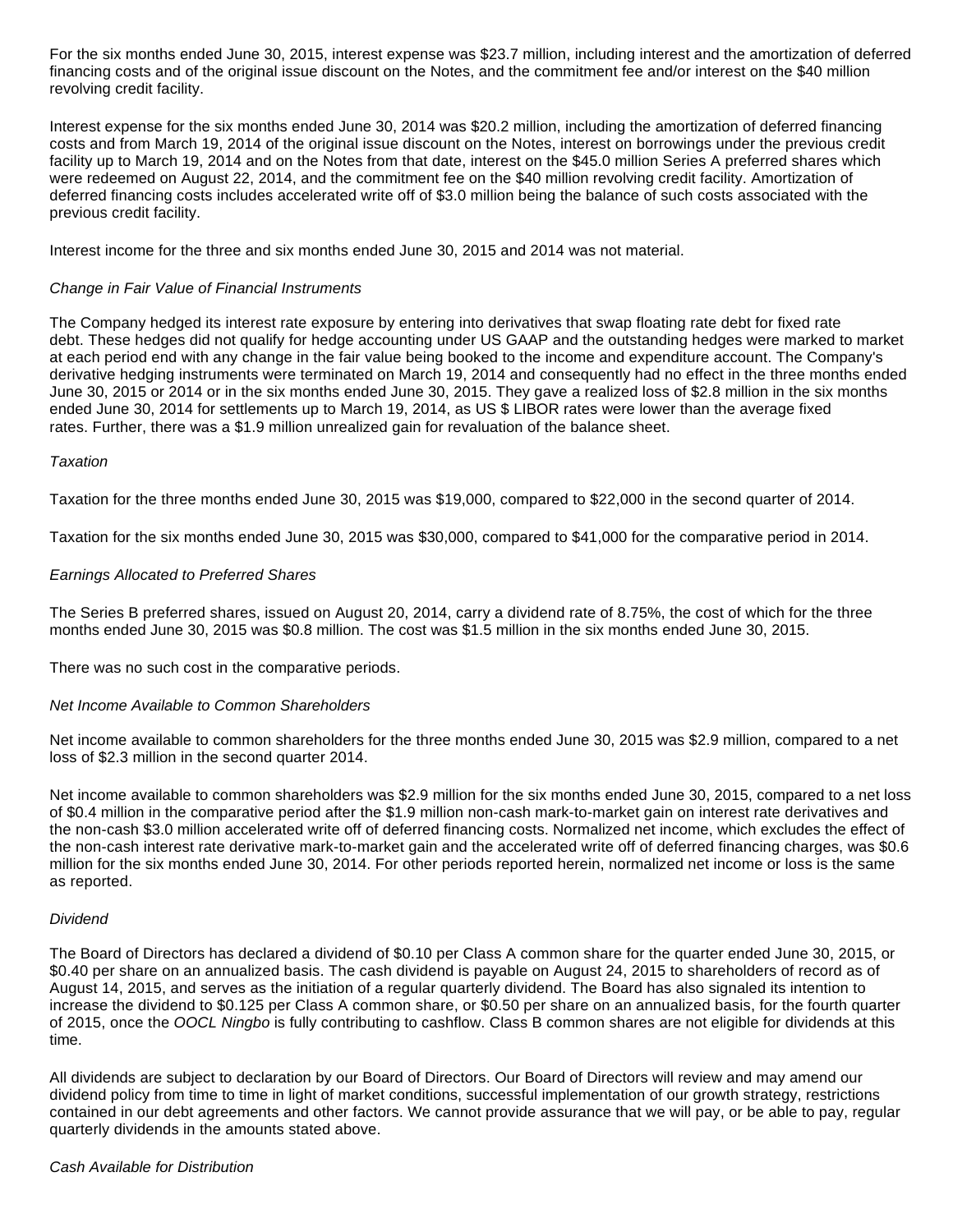For the six months ended June 30, 2015, interest expense was $23.7 million, including interest and the amortization of deferred financing costs and of the original issue discount on the Notes, and the commitment fee and/or interest on the $40 million revolving credit facility.

Interest expense for the six months ended June 30, 2014 was $20.2 million, including the amortization of deferred financing costs and from March 19, 2014 of the original issue discount on the Notes, interest on borrowings under the previous credit facility up to March 19, 2014 and on the Notes from that date, interest on the $45.0 million Series A preferred shares which were redeemed on August 22, 2014, and the commitment fee on the $40 million revolving credit facility. Amortization of deferred financing costs includes accelerated write off of $3.0 million being the balance of such costs associated with the previous credit facility.

Interest income for the three and six months ended June 30, 2015 and 2014 was not material.

*Change in Fair Value of Financial Instruments*

The Company hedged its interest rate exposure by entering into derivatives that swap floating rate debt for fixed rate debt. These hedges did not qualify for hedge accounting under US GAAP and the outstanding hedges were marked to market at each period end with any change in the fair value being booked to the income and expenditure account. The Company's derivative hedging instruments were terminated on March 19, 2014 and consequently had no effect in the three months ended June 30, 2015 or 2014 or in the six months ended June 30, 2015. They gave a realized loss of $2.8 million in the six months ended June 30, 2014 for settlements up to March 19, 2014, as US $ LIBOR rates were lower than the average fixed rates. Further, there was a $1.9 million unrealized gain for revaluation of the balance sheet.

*Taxation*

Taxation for the three months ended June 30, 2015 was $19,000, compared to $22,000 in the second quarter of 2014.

Taxation for the six months ended June 30, 2015 was $30,000, compared to $41,000 for the comparative period in 2014.

*Earnings Allocated to Preferred Shares*

The Series B preferred shares, issued on August 20, 2014, carry a dividend rate of 8.75%, the cost of which for the three months ended June 30, 2015 was $0.8 million. The cost was $1.5 million in the six months ended June 30, 2015.

There was no such cost in the comparative periods.

*Net Income Available to Common Shareholders*

Net income available to common shareholders for the three months ended June 30, 2015 was $2.9 million, compared to a net loss of $2.3 million in the second quarter 2014.

Net income available to common shareholders was $2.9 million for the six months ended June 30, 2015, compared to a net loss of $0.4 million in the comparative period after the $1.9 million non-cash mark-to-market gain on interest rate derivatives and the non-cash $3.0 million accelerated write off of deferred financing costs. Normalized net income, which excludes the effect of the non-cash interest rate derivative mark-to-market gain and the accelerated write off of deferred financing charges, was $0.6 million for the six months ended June 30, 2014. For other periods reported herein, normalized net income or loss is the same as reported.

*Dividend*

The Board of Directors has declared a dividend of $0.10 per Class A common share for the quarter ended June 30, 2015, or $0.40 per share on an annualized basis. The cash dividend is payable on August 24, 2015 to shareholders of record as of August 14, 2015, and serves as the initiation of a regular quarterly dividend. The Board has also signaled its intention to increase the dividend to $0.125 per Class A common share, or $0.50 per share on an annualized basis, for the fourth quarter of 2015, once the *OOCL Ningbo* is fully contributing to cashflow. Class B common shares are not eligible for dividends at this time.

All dividends are subject to declaration by our Board of Directors. Our Board of Directors will review and may amend our dividend policy from time to time in light of market conditions, successful implementation of our growth strategy, restrictions contained in our debt agreements and other factors. We cannot provide assurance that we will pay, or be able to pay, regular quarterly dividends in the amounts stated above.

*Cash Available for Distribution*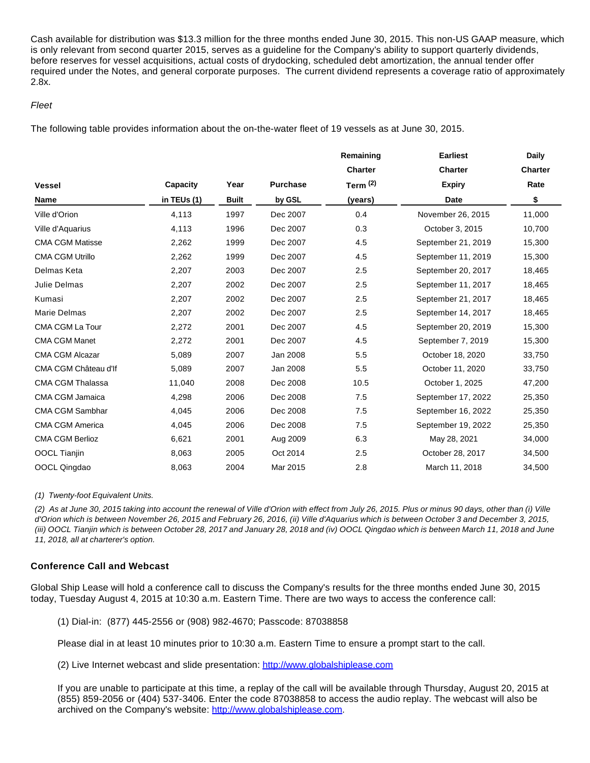Cash available for distribution was $13.3 million for the three months ended June 30, 2015. This non-US GAAP measure, which is only relevant from second quarter 2015, serves as a guideline for the Company's ability to support quarterly dividends, before reserves for vessel acquisitions, actual costs of drydocking, scheduled debt amortization, the annual tender offer required under the Notes, and general corporate purposes. The current dividend represents a coverage ratio of approximately 2.8x.

*Fleet*

The following table provides information about the on-the-water fleet of 19 vessels as at June 30, 2015.

| Vessel Name | Capacity in TEUs (1) | Year Built | Purchase by GSL | Remaining Charter Term (2) (years) | Earliest Charter Expiry Date | Daily Charter Rate $ |
|---|---|---|---|---|---|---|
| Ville d'Orion | 4,113 | 1997 | Dec 2007 | 0.4 | November 26, 2015 | 11,000 |
| Ville d'Aquarius | 4,113 | 1996 | Dec 2007 | 0.3 | October 3, 2015 | 10,700 |
| CMA CGM Matisse | 2,262 | 1999 | Dec 2007 | 4.5 | September 21, 2019 | 15,300 |
| CMA CGM Utrillo | 2,262 | 1999 | Dec 2007 | 4.5 | September 11, 2019 | 15,300 |
| Delmas Keta | 2,207 | 2003 | Dec 2007 | 2.5 | September 20, 2017 | 18,465 |
| Julie Delmas | 2,207 | 2002 | Dec 2007 | 2.5 | September 11, 2017 | 18,465 |
| Kumasi | 2,207 | 2002 | Dec 2007 | 2.5 | September 21, 2017 | 18,465 |
| Marie Delmas | 2,207 | 2002 | Dec 2007 | 2.5 | September 14, 2017 | 18,465 |
| CMA CGM La Tour | 2,272 | 2001 | Dec 2007 | 4.5 | September 20, 2019 | 15,300 |
| CMA CGM Manet | 2,272 | 2001 | Dec 2007 | 4.5 | September 7, 2019 | 15,300 |
| CMA CGM Alcazar | 5,089 | 2007 | Jan 2008 | 5.5 | October 18, 2020 | 33,750 |
| CMA CGM Château d'If | 5,089 | 2007 | Jan 2008 | 5.5 | October 11, 2020 | 33,750 |
| CMA CGM Thalassa | 11,040 | 2008 | Dec 2008 | 10.5 | October 1, 2025 | 47,200 |
| CMA CGM Jamaica | 4,298 | 2006 | Dec 2008 | 7.5 | September 17, 2022 | 25,350 |
| CMA CGM Sambhar | 4,045 | 2006 | Dec 2008 | 7.5 | September 16, 2022 | 25,350 |
| CMA CGM America | 4,045 | 2006 | Dec 2008 | 7.5 | September 19, 2022 | 25,350 |
| CMA CGM Berlioz | 6,621 | 2001 | Aug 2009 | 6.3 | May 28, 2021 | 34,000 |
| OOCL Tianjin | 8,063 | 2005 | Oct 2014 | 2.5 | October 28, 2017 | 34,500 |
| OOCL Qingdao | 8,063 | 2004 | Mar 2015 | 2.8 | March 11, 2018 | 34,500 |

*(1) Twenty-foot Equivalent Units.*

*(2) As at June 30, 2015 taking into account the renewal of Ville d'Orion with effect from July 26, 2015. Plus or minus 90 days, other than (i) Ville d'Orion which is between November 26, 2015 and February 26, 2016, (ii) Ville d'Aquarius which is between October 3 and December 3, 2015, (iii) OOCL Tianjin which is between October 28, 2017 and January 28, 2018 and (iv) OOCL Qingdao which is between March 11, 2018 and June 11, 2018, all at charterer's option.*

**Conference Call and Webcast**

Global Ship Lease will hold a conference call to discuss the Company's results for the three months ended June 30, 2015 today, Tuesday August 4, 2015 at 10:30 a.m. Eastern Time. There are two ways to access the conference call:

(1) Dial-in: (877) 445-2556 or (908) 982-4670; Passcode: 87038858

Please dial in at least 10 minutes prior to 10:30 a.m. Eastern Time to ensure a prompt start to the call.

(2) Live Internet webcast and slide presentation: http://www.globalshiplease.com

If you are unable to participate at this time, a replay of the call will be available through Thursday, August 20, 2015 at (855) 859-2056 or (404) 537-3406. Enter the code 87038858 to access the audio replay. The webcast will also be archived on the Company's website: http://www.globalshiplease.com.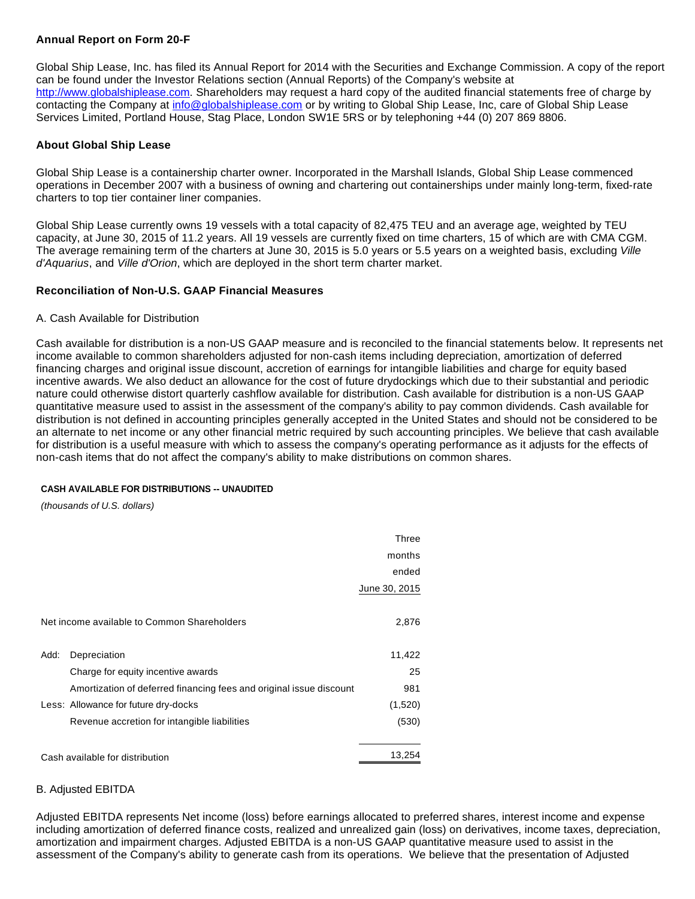**Annual Report on Form 20-F**

Global Ship Lease, Inc. has filed its Annual Report for 2014 with the Securities and Exchange Commission. A copy of the report can be found under the Investor Relations section (Annual Reports) of the Company's website at http://www.globalshiplease.com. Shareholders may request a hard copy of the audited financial statements free of charge by contacting the Company at info@globalshiplease.com or by writing to Global Ship Lease, Inc, care of Global Ship Lease Services Limited, Portland House, Stag Place, London SW1E 5RS or by telephoning +44 (0) 207 869 8806.

**About Global Ship Lease**

Global Ship Lease is a containership charter owner. Incorporated in the Marshall Islands, Global Ship Lease commenced operations in December 2007 with a business of owning and chartering out containerships under mainly long-term, fixed-rate charters to top tier container liner companies.

Global Ship Lease currently owns 19 vessels with a total capacity of 82,475 TEU and an average age, weighted by TEU capacity, at June 30, 2015 of 11.2 years. All 19 vessels are currently fixed on time charters, 15 of which are with CMA CGM. The average remaining term of the charters at June 30, 2015 is 5.0 years or 5.5 years on a weighted basis, excluding *Ville d'Aquarius*, and *Ville d'Orion*, which are deployed in the short term charter market.

**Reconciliation of Non-U.S. GAAP Financial Measures**

A. Cash Available for Distribution

Cash available for distribution is a non-US GAAP measure and is reconciled to the financial statements below. It represents net income available to common shareholders adjusted for non-cash items including depreciation, amortization of deferred financing charges and original issue discount, accretion of earnings for intangible liabilities and charge for equity based incentive awards. We also deduct an allowance for the cost of future drydockings which due to their substantial and periodic nature could otherwise distort quarterly cashflow available for distribution. Cash available for distribution is a non-US GAAP quantitative measure used to assist in the assessment of the company's ability to pay common dividends. Cash available for distribution is not defined in accounting principles generally accepted in the United States and should not be considered to be an alternate to net income or any other financial metric required by such accounting principles. We believe that cash available for distribution is a useful measure with which to assess the company's operating performance as it adjusts for the effects of non-cash items that do not affect the company's ability to make distributions on common shares.

**CASH AVAILABLE FOR DISTRIBUTIONS -- UNAUDITED**

*(thousands of U.S. dollars)*

| | | Three months ended June 30, 2015 |
|---|---|---|
| Net income available to Common Shareholders | | 2,876 |
| Add: | Depreciation | 11,422 |
| | Charge for equity incentive awards | 25 |
| | Amortization of deferred financing fees and original issue discount | 981 |
| Less: | Allowance for future dry-docks | (1,520) |
| | Revenue accretion for intangible liabilities | (530) |
| Cash available for distribution | | 13,254 |

B. Adjusted EBITDA

Adjusted EBITDA represents Net income (loss) before earnings allocated to preferred shares, interest income and expense including amortization of deferred finance costs, realized and unrealized gain (loss) on derivatives, income taxes, depreciation, amortization and impairment charges. Adjusted EBITDA is a non-US GAAP quantitative measure used to assist in the assessment of the Company's ability to generate cash from its operations. We believe that the presentation of Adjusted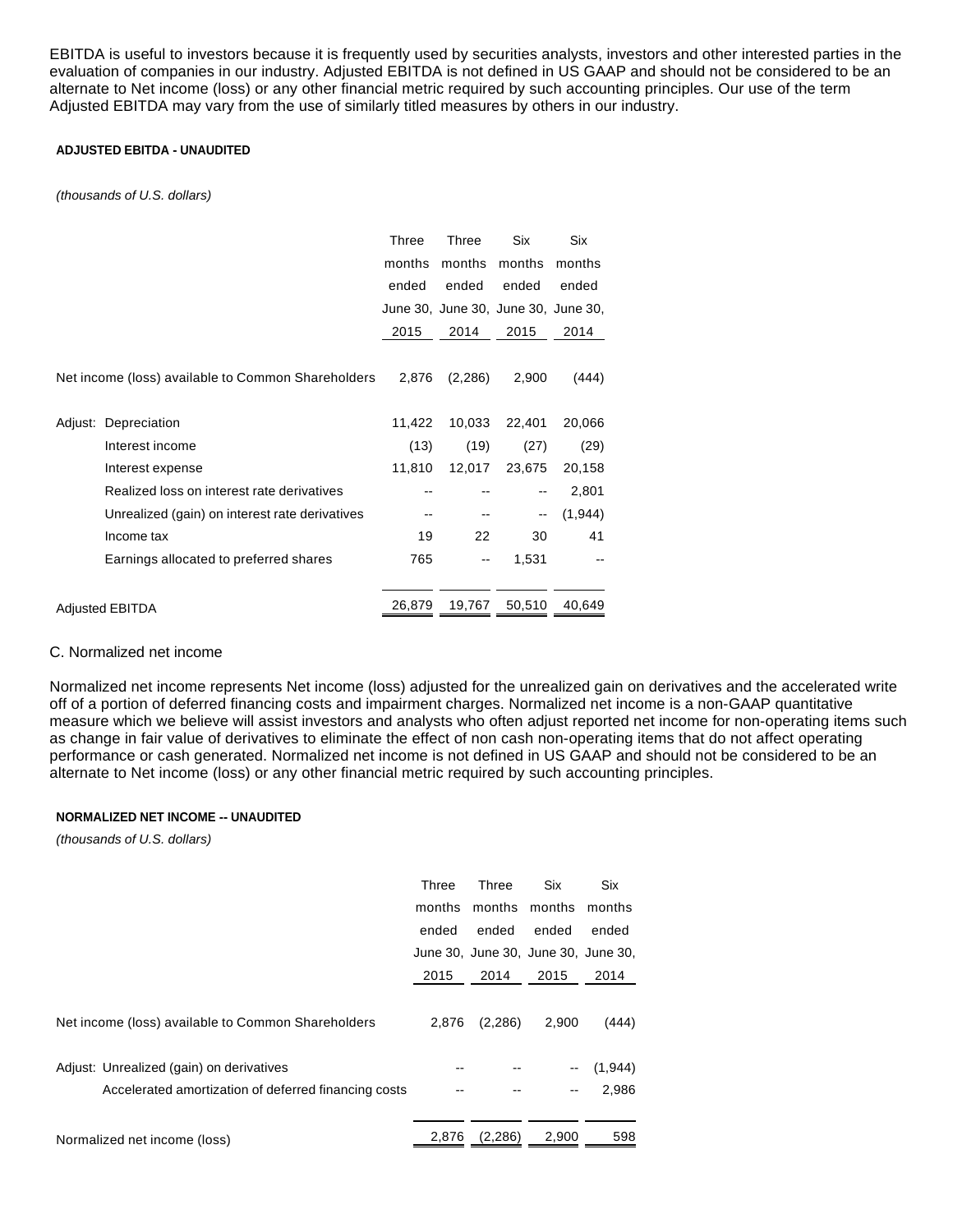EBITDA is useful to investors because it is frequently used by securities analysts, investors and other interested parties in the evaluation of companies in our industry. Adjusted EBITDA is not defined in US GAAP and should not be considered to be an alternate to Net income (loss) or any other financial metric required by such accounting principles. Our use of the term Adjusted EBITDA may vary from the use of similarly titled measures by others in our industry.

**ADJUSTED EBITDA - UNAUDITED**

*(thousands of U.S. dollars)*

| | Three months ended June 30, 2015 | Three months ended June 30, 2014 | Six months ended June 30, 2015 | Six months ended June 30, 2014 |
|---|---|---|---|---|
| Net income (loss) available to Common Shareholders | 2,876 | (2,286) | 2,900 | (444) |
| Adjust: Depreciation | 11,422 | 10,033 | 22,401 | 20,066 |
| Interest income | (13) | (19) | (27) | (29) |
| Interest expense | 11,810 | 12,017 | 23,675 | 20,158 |
| Realized loss on interest rate derivatives | -- | -- | -- | 2,801 |
| Unrealized (gain) on interest rate derivatives | -- | -- | -- | (1,944) |
| Income tax | 19 | 22 | 30 | 41 |
| Earnings allocated to preferred shares | 765 | -- | 1,531 | -- |
| Adjusted EBITDA | 26,879 | 19,767 | 50,510 | 40,649 |

C. Normalized net income

Normalized net income represents Net income (loss) adjusted for the unrealized gain on derivatives and the accelerated write off of a portion of deferred financing costs and impairment charges. Normalized net income is a non-GAAP quantitative measure which we believe will assist investors and analysts who often adjust reported net income for non-operating items such as change in fair value of derivatives to eliminate the effect of non cash non-operating items that do not affect operating performance or cash generated. Normalized net income is not defined in US GAAP and should not be considered to be an alternate to Net income (loss) or any other financial metric required by such accounting principles.

**NORMALIZED NET INCOME -- UNAUDITED**

*(thousands of U.S. dollars)*

| | Three months ended June 30, 2015 | Three months ended June 30, 2014 | Six months ended June 30, 2015 | Six months ended June 30, 2014 |
|---|---|---|---|---|
| Net income (loss) available to Common Shareholders | 2,876 | (2,286) | 2,900 | (444) |
| Adjust: Unrealized (gain) on derivatives | -- | -- | -- | (1,944) |
| Accelerated amortization of deferred financing costs | -- | -- | -- | 2,986 |
| Normalized net income (loss) | 2,876 | (2,286) | 2,900 | 598 |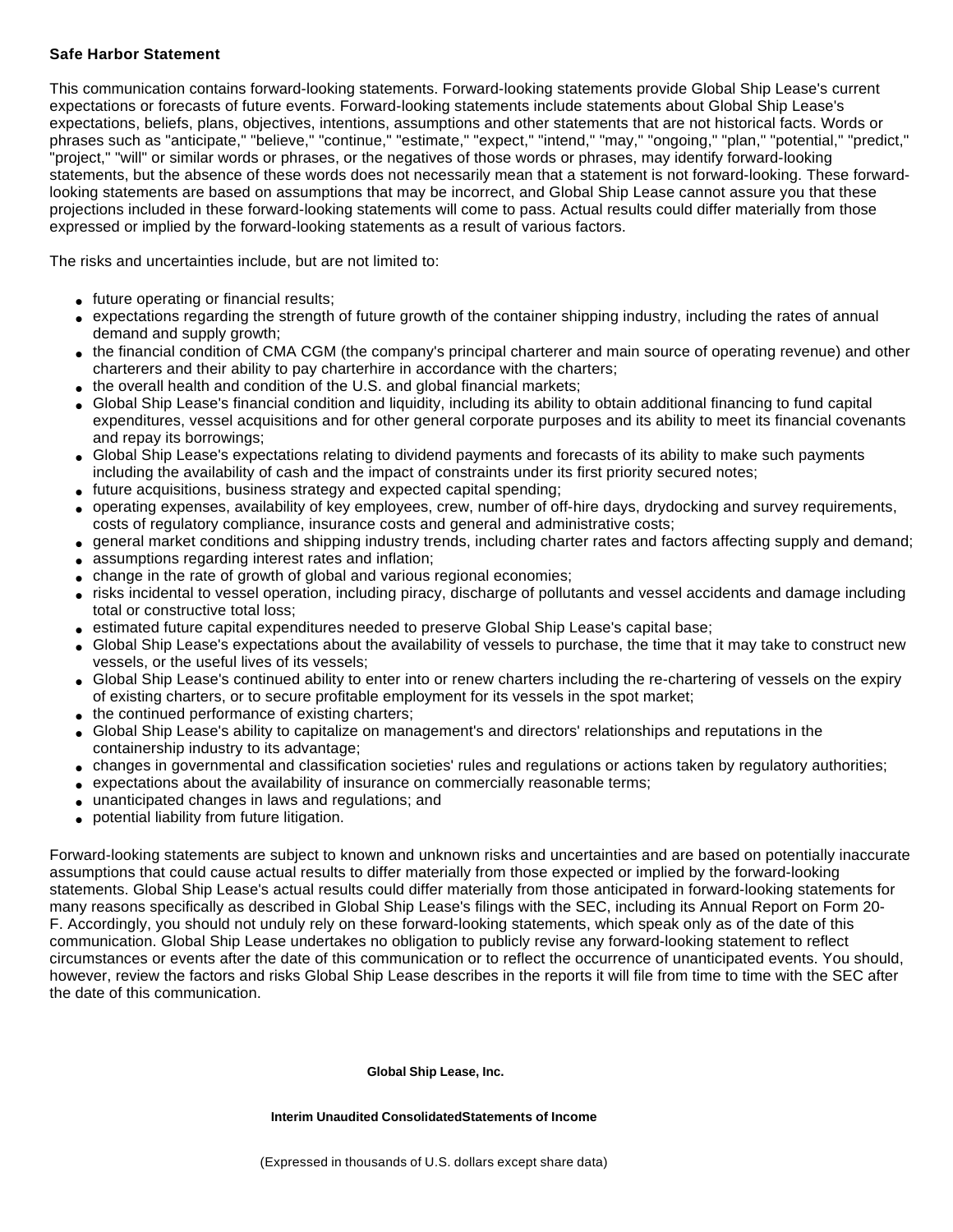**Safe Harbor Statement**

This communication contains forward-looking statements. Forward-looking statements provide Global Ship Lease's current expectations or forecasts of future events. Forward-looking statements include statements about Global Ship Lease's expectations, beliefs, plans, objectives, intentions, assumptions and other statements that are not historical facts. Words or phrases such as "anticipate," "believe," "continue," "estimate," "expect," "intend," "may," "ongoing," "plan," "potential," "predict," "project," "will" or similar words or phrases, or the negatives of those words or phrases, may identify forward-looking statements, but the absence of these words does not necessarily mean that a statement is not forward-looking. These forward-looking statements are based on assumptions that may be incorrect, and Global Ship Lease cannot assure you that these projections included in these forward-looking statements will come to pass. Actual results could differ materially from those expressed or implied by the forward-looking statements as a result of various factors.

The risks and uncertainties include, but are not limited to:

- future operating or financial results;
- expectations regarding the strength of future growth of the container shipping industry, including the rates of annual demand and supply growth;
- the financial condition of CMA CGM (the company's principal charterer and main source of operating revenue) and other charterers and their ability to pay charterhire in accordance with the charters;
- the overall health and condition of the U.S. and global financial markets;
- Global Ship Lease's financial condition and liquidity, including its ability to obtain additional financing to fund capital expenditures, vessel acquisitions and for other general corporate purposes and its ability to meet its financial covenants and repay its borrowings;
- Global Ship Lease's expectations relating to dividend payments and forecasts of its ability to make such payments including the availability of cash and the impact of constraints under its first priority secured notes;
- future acquisitions, business strategy and expected capital spending;
- operating expenses, availability of key employees, crew, number of off-hire days, drydocking and survey requirements, costs of regulatory compliance, insurance costs and general and administrative costs;
- general market conditions and shipping industry trends, including charter rates and factors affecting supply and demand;
- assumptions regarding interest rates and inflation;
- change in the rate of growth of global and various regional economies;
- risks incidental to vessel operation, including piracy, discharge of pollutants and vessel accidents and damage including total or constructive total loss;
- estimated future capital expenditures needed to preserve Global Ship Lease's capital base;
- Global Ship Lease's expectations about the availability of vessels to purchase, the time that it may take to construct new vessels, or the useful lives of its vessels;
- Global Ship Lease's continued ability to enter into or renew charters including the re-chartering of vessels on the expiry of existing charters, or to secure profitable employment for its vessels in the spot market;
- the continued performance of existing charters;
- Global Ship Lease's ability to capitalize on management's and directors' relationships and reputations in the containership industry to its advantage;
- changes in governmental and classification societies' rules and regulations or actions taken by regulatory authorities;
- expectations about the availability of insurance on commercially reasonable terms;
- unanticipated changes in laws and regulations; and
- potential liability from future litigation.

Forward-looking statements are subject to known and unknown risks and uncertainties and are based on potentially inaccurate assumptions that could cause actual results to differ materially from those expected or implied by the forward-looking statements. Global Ship Lease's actual results could differ materially from those anticipated in forward-looking statements for many reasons specifically as described in Global Ship Lease's filings with the SEC, including its Annual Report on Form 20-F. Accordingly, you should not unduly rely on these forward-looking statements, which speak only as of the date of this communication. Global Ship Lease undertakes no obligation to publicly revise any forward-looking statement to reflect circumstances or events after the date of this communication or to reflect the occurrence of unanticipated events. You should, however, review the factors and risks Global Ship Lease describes in the reports it will file from time to time with the SEC after the date of this communication.

**Global Ship Lease, Inc.**

**Interim Unaudited ConsolidatedStatements of Income**

(Expressed in thousands of U.S. dollars except share data)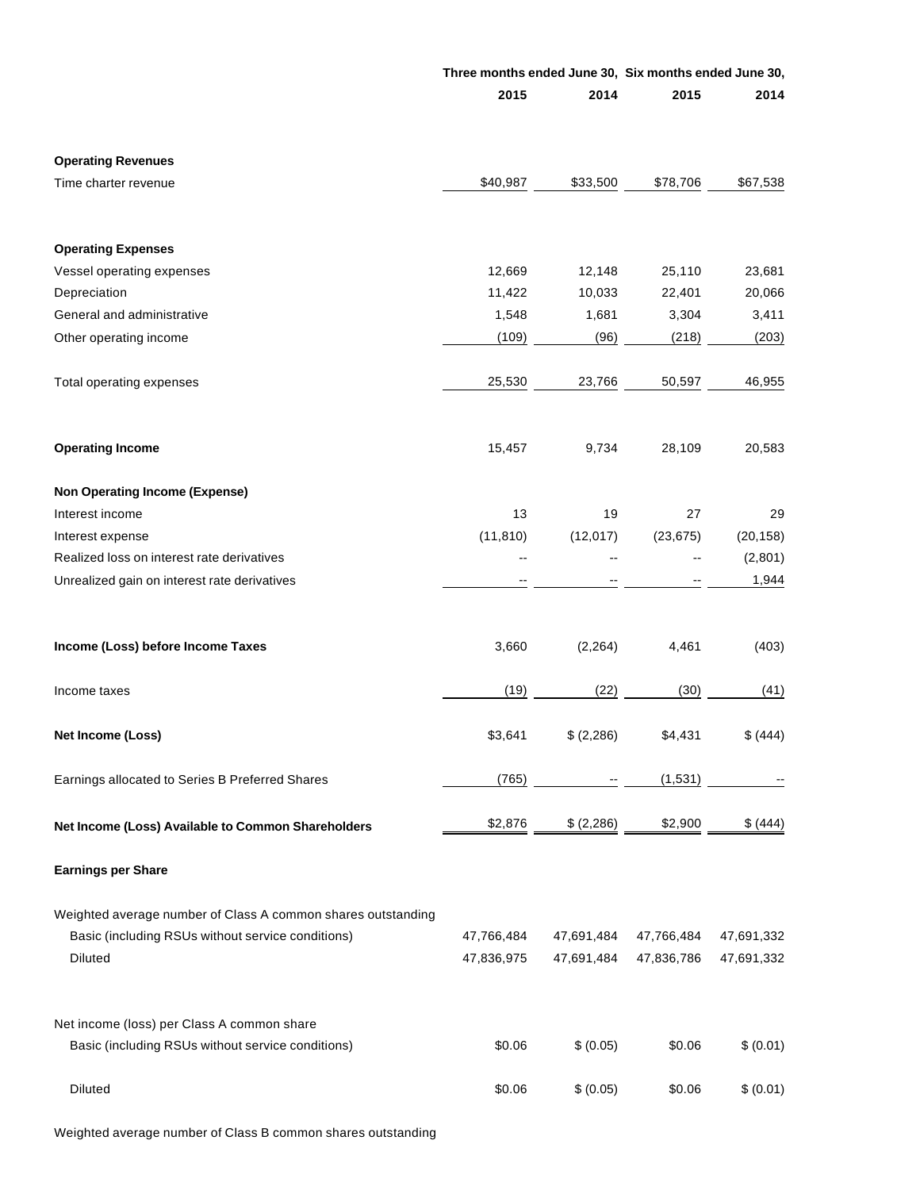| | Three months ended June 30, | | Six months ended June 30, | |
|---|---|---|---|---|
| | 2015 | 2014 | 2015 | 2014 |
| **Operating Revenues** | | | | |
| Time charter revenue | $40,987 | $33,500 | $78,706 | $67,538 |
| **Operating Expenses** | | | | |
| Vessel operating expenses | 12,669 | 12,148 | 25,110 | 23,681 |
| Depreciation | 11,422 | 10,033 | 22,401 | 20,066 |
| General and administrative | 1,548 | 1,681 | 3,304 | 3,411 |
| Other operating income | (109) | (96) | (218) | (203) |
| Total operating expenses | 25,530 | 23,766 | 50,597 | 46,955 |
| **Operating Income** | 15,457 | 9,734 | 28,109 | 20,583 |
| **Non Operating Income (Expense)** | | | | |
| Interest income | 13 | 19 | 27 | 29 |
| Interest expense | (11,810) | (12,017) | (23,675) | (20,158) |
| Realized loss on interest rate derivatives | -- | -- | -- | (2,801) |
| Unrealized gain on interest rate derivatives | -- | -- | -- | 1,944 |
| **Income (Loss) before Income Taxes** | 3,660 | (2,264) | 4,461 | (403) |
| Income taxes | (19) | (22) | (30) | (41) |
| **Net Income (Loss)** | $3,641 | $ (2,286) | $4,431 | $ (444) |
| Earnings allocated to Series B Preferred Shares | (765) | -- | (1,531) | -- |
| **Net Income (Loss) Available to Common Shareholders** | $2,876 | $ (2,286) | $2,900 | $ (444) |
| **Earnings per Share** | | | | |
| Weighted average number of Class A common shares outstanding | | | | |
| Basic (including RSUs without service conditions) | 47,766,484 | 47,691,484 | 47,766,484 | 47,691,332 |
| Diluted | 47,836,975 | 47,691,484 | 47,836,786 | 47,691,332 |
| Net income (loss) per Class A common share | | | | |
| Basic (including RSUs without service conditions) | $0.06 | $ (0.05) | $0.06 | $ (0.01) |
| Diluted | $0.06 | $ (0.05) | $0.06 | $ (0.01) |

Weighted average number of Class B common shares outstanding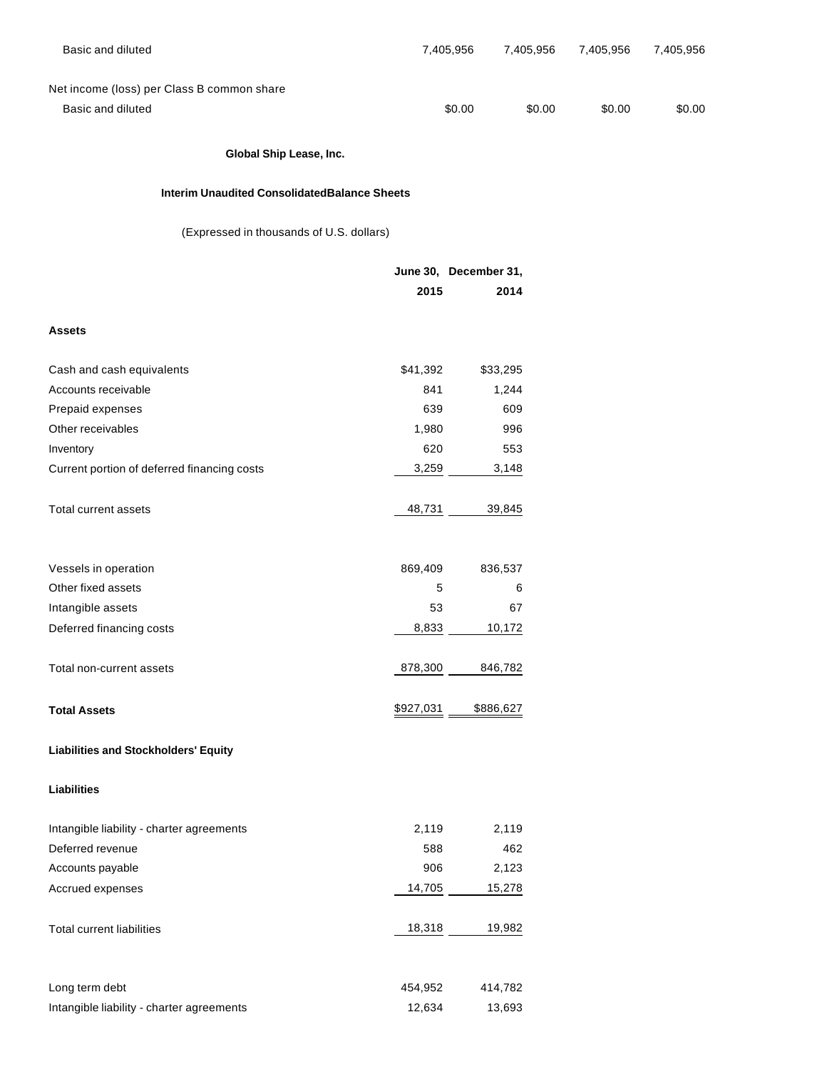| | | | | |
|---|---|---|---|---|
| Basic and diluted | 7,405,956 | 7,405,956 | 7,405,956 | 7,405,956 |
| Net income (loss) per Class B common share | | | | |
| Basic and diluted | $0.00 | $0.00 | $0.00 | $0.00 |

**Global Ship Lease, Inc.**

**Interim Unaudited ConsolidatedBalance Sheets**

(Expressed in thousands of U.S. dollars)

| | June 30, 2015 | December 31, 2014 |
|---|---|---|
| **Assets** | | |
| Cash and cash equivalents | $41,392 | $33,295 |
| Accounts receivable | 841 | 1,244 |
| Prepaid expenses | 639 | 609 |
| Other receivables | 1,980 | 996 |
| Inventory | 620 | 553 |
| Current portion of deferred financing costs | 3,259 | 3,148 |
| Total current assets | 48,731 | 39,845 |
| Vessels in operation | 869,409 | 836,537 |
| Other fixed assets | 5 | 6 |
| Intangible assets | 53 | 67 |
| Deferred financing costs | 8,833 | 10,172 |
| Total non-current assets | 878,300 | 846,782 |
| **Total Assets** | $927,031 | $886,627 |
| **Liabilities and Stockholders' Equity** | | |
| **Liabilities** | | |
| Intangible liability - charter agreements | 2,119 | 2,119 |
| Deferred revenue | 588 | 462 |
| Accounts payable | 906 | 2,123 |
| Accrued expenses | 14,705 | 15,278 |
| Total current liabilities | 18,318 | 19,982 |
| Long term debt | 454,952 | 414,782 |
| Intangible liability - charter agreements | 12,634 | 13,693 |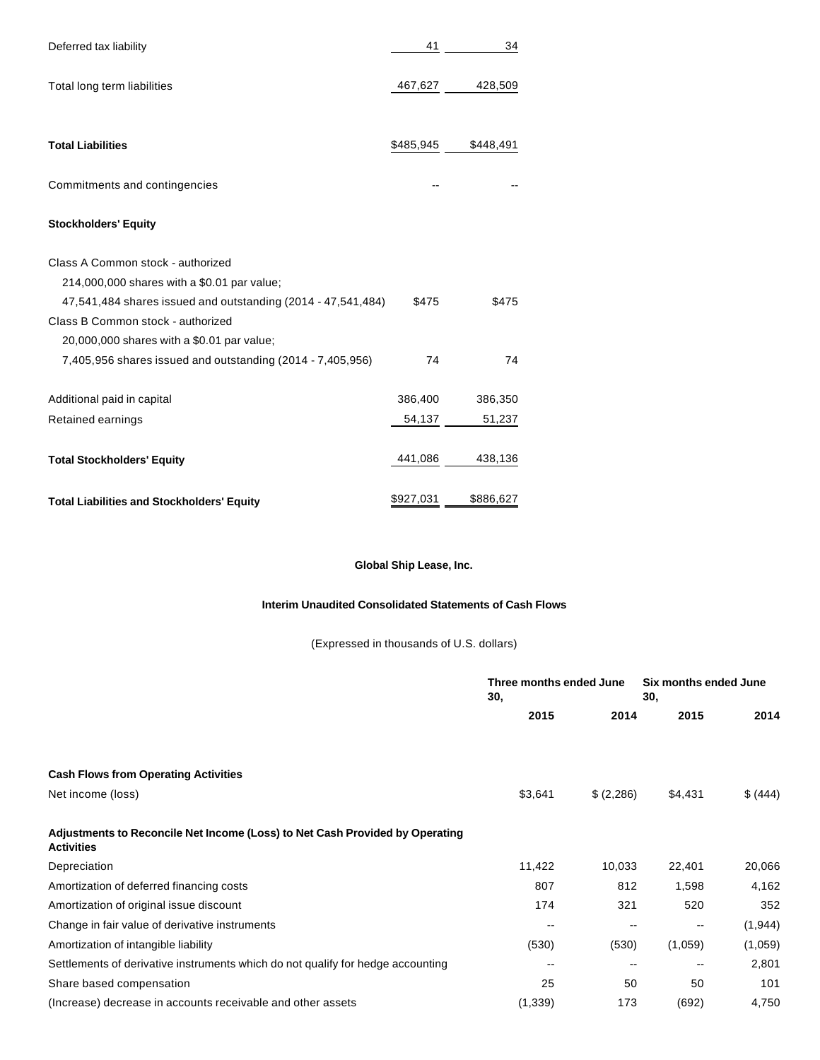| | | |
|---|---|---|
| Deferred tax liability | 41 | 34 |
| Total long term liabilities | 467,627 | 428,509 |
| **Total Liabilities** | $485,945 | $448,491 |
| Commitments and contingencies | -- | -- |
| **Stockholders' Equity** | | |
| Class A Common stock - authorized 214,000,000 shares with a $0.01 par value; 47,541,484 shares issued and outstanding (2014 - 47,541,484) | $475 | $475 |
| Class B Common stock - authorized 20,000,000 shares with a $0.01 par value; 7,405,956 shares issued and outstanding (2014 - 7,405,956) | 74 | 74 |
| Additional paid in capital | 386,400 | 386,350 |
| Retained earnings | 54,137 | 51,237 |
| **Total Stockholders' Equity** | 441,086 | 438,136 |
| **Total Liabilities and Stockholders' Equity** | $927,031 | $886,627 |

**Global Ship Lease, Inc.**

**Interim Unaudited Consolidated Statements of Cash Flows**

(Expressed in thousands of U.S. dollars)

| | Three months ended June 30, | | Six months ended June 30, | |
|---|---|---|---|---|
| | **2015** | **2014** | **2015** | **2014** |
| **Cash Flows from Operating Activities** | | | | |
| Net income (loss) | $3,641 | $ (2,286) | $4,431 | $ (444) |
| **Adjustments to Reconcile Net Income (Loss) to Net Cash Provided by Operating Activities** | | | | |
| Depreciation | 11,422 | 10,033 | 22,401 | 20,066 |
| Amortization of deferred financing costs | 807 | 812 | 1,598 | 4,162 |
| Amortization of original issue discount | 174 | 321 | 520 | 352 |
| Change in fair value of derivative instruments | -- | -- | -- | (1,944) |
| Amortization of intangible liability | (530) | (530) | (1,059) | (1,059) |
| Settlements of derivative instruments which do not qualify for hedge accounting | -- | -- | -- | 2,801 |
| Share based compensation | 25 | 50 | 50 | 101 |
| (Increase) decrease in accounts receivable and other assets | (1,339) | 173 | (692) | 4,750 |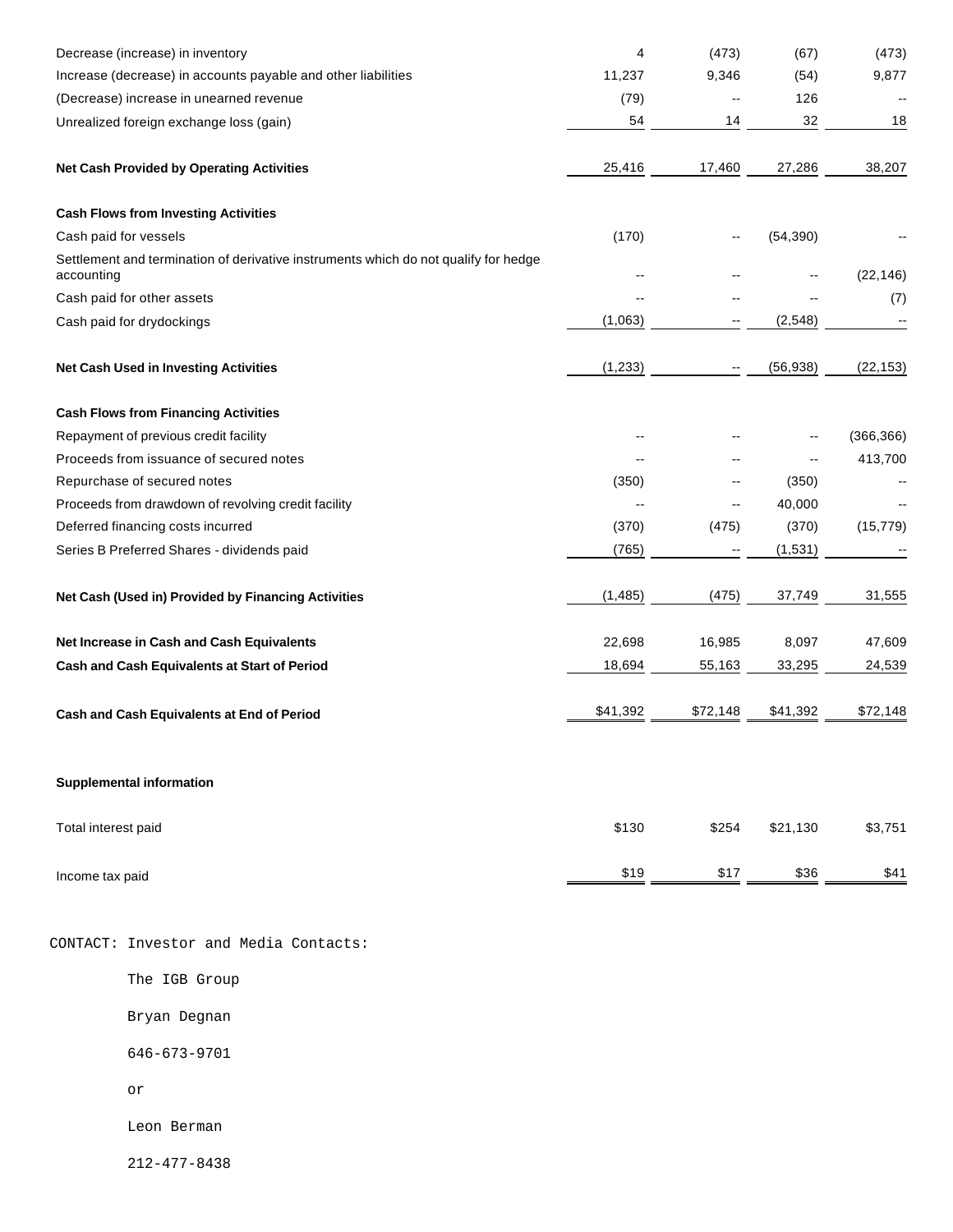| | | | | |
|---|---|---|---|---|
| Decrease (increase) in inventory | 4 | (473) | (67) | (473) |
| Increase (decrease) in accounts payable and other liabilities | 11,237 | 9,346 | (54) | 9,877 |
| (Decrease) increase in unearned revenue | (79) | -- | 126 | -- |
| Unrealized foreign exchange loss (gain) | 54 | 14 | 32 | 18 |
| **Net Cash Provided by Operating Activities** | 25,416 | 17,460 | 27,286 | 38,207 |
| **Cash Flows from Investing Activities** | | | | |
| Cash paid for vessels | (170) | -- | (54,390) | -- |
| Settlement and termination of derivative instruments which do not qualify for hedge accounting | -- | -- | -- | (22,146) |
| Cash paid for other assets | -- | -- | -- | (7) |
| Cash paid for drydockings | (1,063) | -- | (2,548) | -- |
| **Net Cash Used in Investing Activities** | (1,233) | -- | (56,938) | (22,153) |
| **Cash Flows from Financing Activities** | | | | |
| Repayment of previous credit facility | -- | -- | -- | (366,366) |
| Proceeds from issuance of secured notes | -- | -- | -- | 413,700 |
| Repurchase of secured notes | (350) | -- | (350) | -- |
| Proceeds from drawdown of revolving credit facility | -- | -- | 40,000 | -- |
| Deferred financing costs incurred | (370) | (475) | (370) | (15,779) |
| Series B Preferred Shares - dividends paid | (765) | -- | (1,531) | -- |
| **Net Cash (Used in) Provided by Financing Activities** | (1,485) | (475) | 37,749 | 31,555 |
| **Net Increase in Cash and Cash Equivalents** | 22,698 | 16,985 | 8,097 | 47,609 |
| **Cash and Cash Equivalents at Start of Period** | 18,694 | 55,163 | 33,295 | 24,539 |
| **Cash and Cash Equivalents at End of Period** | $41,392 | $72,148 | $41,392 | $72,148 |
| **Supplemental information** | | | | |
| Total interest paid | $130 | $254 | $21,130 | $3,751 |
| Income tax paid | $19 | $17 | $36 | $41 |

CONTACT: Investor and Media Contacts:

The IGB Group

Bryan Degnan

646-673-9701

or

Leon Berman

212-477-8438